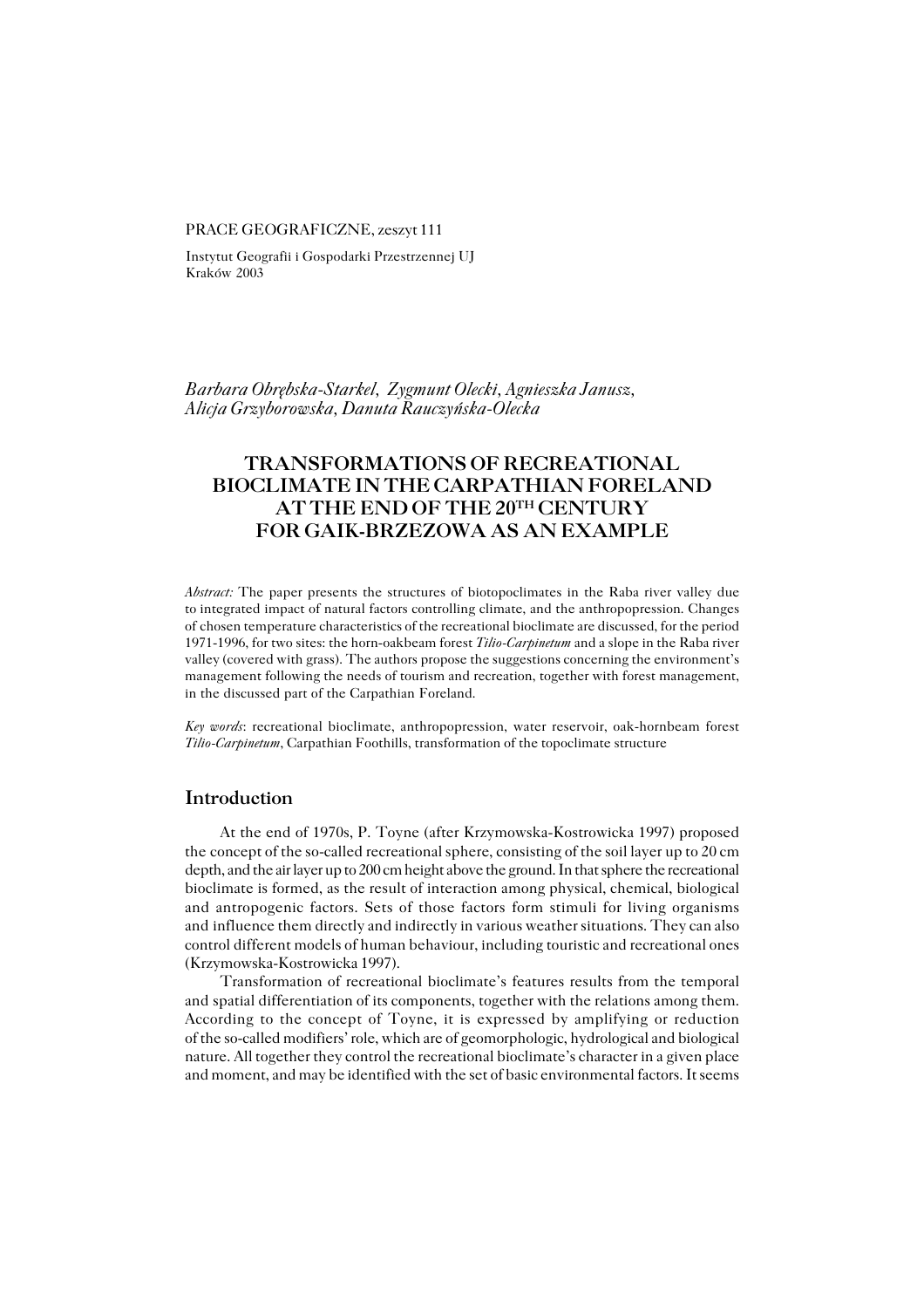PRACE GEOGRAFICZNE, zeszyt 111

Instytut Geografii i Gospodarki Przestrzennej UJ
Kraków 2003

*Barbara Obrębska-Starkel, Zygmunt Olecki, Agnieszka Janusz, Alicja Grzyborowska, Danuta Rauczyńska-Olecka*

# TRANSFORMATIONS OF RECREATIONAL BIOCLIMATE IN THE CARPATHIAN FORELAND AT THE END OF THE 20TH CENTURY FOR GAIK-BRZEZOWA AS AN EXAMPLE

*Abstract:* The paper presents the structures of biotopoclimates in the Raba river valley due to integrated impact of natural factors controlling climate, and the anthropopression. Changes of chosen temperature characteristics of the recreational bioclimate are discussed, for the period 1971-1996, for two sites: the horn-oakbeam forest *Tilio-Carpinetum* and a slope in the Raba river valley (covered with grass). The authors propose the suggestions concerning the environment's management following the needs of tourism and recreation, together with forest management, in the discussed part of the Carpathian Foreland.

*Key words*: recreational bioclimate, anthropopression, water reservoir, oak-hornbeam forest *Tilio-Carpinetum*, Carpathian Foothills, transformation of the topoclimate structure

## Introduction

At the end of 1970s, P. Toyne (after Krzymowska-Kostrowicka 1997) proposed the concept of the so-called recreational sphere, consisting of the soil layer up to 20 cm depth, and the air layer up to 200 cm height above the ground. In that sphere the recreational bioclimate is formed, as the result of interaction among physical, chemical, biological and antropogenic factors. Sets of those factors form stimuli for living organisms and influence them directly and indirectly in various weather situations. They can also control different models of human behaviour, including touristic and recreational ones (Krzymowska-Kostrowicka 1997).

Transformation of recreational bioclimate's features results from the temporal and spatial differentiation of its components, together with the relations among them. According to the concept of Toyne, it is expressed by amplifying or reduction of the so-called modifiers' role, which are of geomorphologic, hydrological and biological nature. All together they control the recreational bioclimate's character in a given place and moment, and may be identified with the set of basic environmental factors. It seems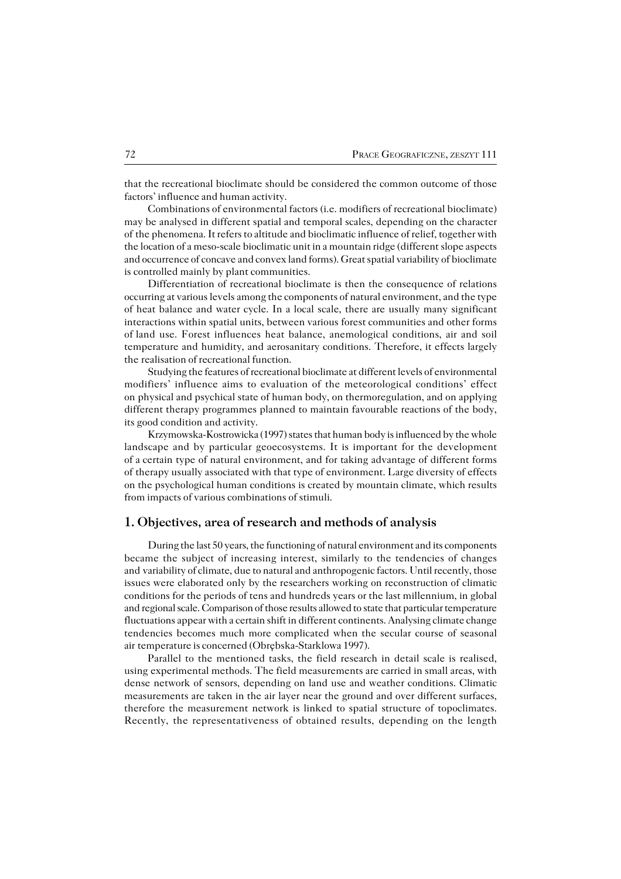that the recreational bioclimate should be considered the common outcome of those factors' influence and human activity.

Combinations of environmental factors (i.e. modifiers of recreational bioclimate) may be analysed in different spatial and temporal scales, depending on the character of the phenomena. It refers to altitude and bioclimatic influence of relief, together with the location of a meso-scale bioclimatic unit in a mountain ridge (different slope aspects and occurrence of concave and convex land forms). Great spatial variability of bioclimate is controlled mainly by plant communities.

Differentiation of recreational bioclimate is then the consequence of relations occurring at various levels among the components of natural environment, and the type of heat balance and water cycle. In a local scale, there are usually many significant interactions within spatial units, between various forest communities and other forms of land use. Forest influences heat balance, anemological conditions, air and soil temperature and humidity, and aerosanitary conditions. Therefore, it effects largely the realisation of recreational function.

Studying the features of recreational bioclimate at different levels of environmental modifiers' influence aims to evaluation of the meteorological conditions' effect on physical and psychical state of human body, on thermoregulation, and on applying different therapy programmes planned to maintain favourable reactions of the body, its good condition and activity.

Krzymowska-Kostrowicka (1997) states that human body is influenced by the whole landscape and by particular geoecosystems. It is important for the development of a certain type of natural environment, and for taking advantage of different forms of therapy usually associated with that type of environment. Large diversity of effects on the psychological human conditions is created by mountain climate, which results from impacts of various combinations of stimuli.

## 1. Objectives, area of research and methods of analysis

During the last 50 years, the functioning of natural environment and its components became the subject of increasing interest, similarly to the tendencies of changes and variability of climate, due to natural and anthropogenic factors. Until recently, those issues were elaborated only by the researchers working on reconstruction of climatic conditions for the periods of tens and hundreds years or the last millennium, in global and regional scale. Comparison of those results allowed to state that particular temperature fluctuations appear with a certain shift in different continents. Analysing climate change tendencies becomes much more complicated when the secular course of seasonal air temperature is concerned (Obrębska-Starklowa 1997).

Parallel to the mentioned tasks, the field research in detail scale is realised, using experimental methods. The field measurements are carried in small areas, with dense network of sensors, depending on land use and weather conditions. Climatic measurements are taken in the air layer near the ground and over different surfaces, therefore the measurement network is linked to spatial structure of topoclimates. Recently, the representativeness of obtained results, depending on the length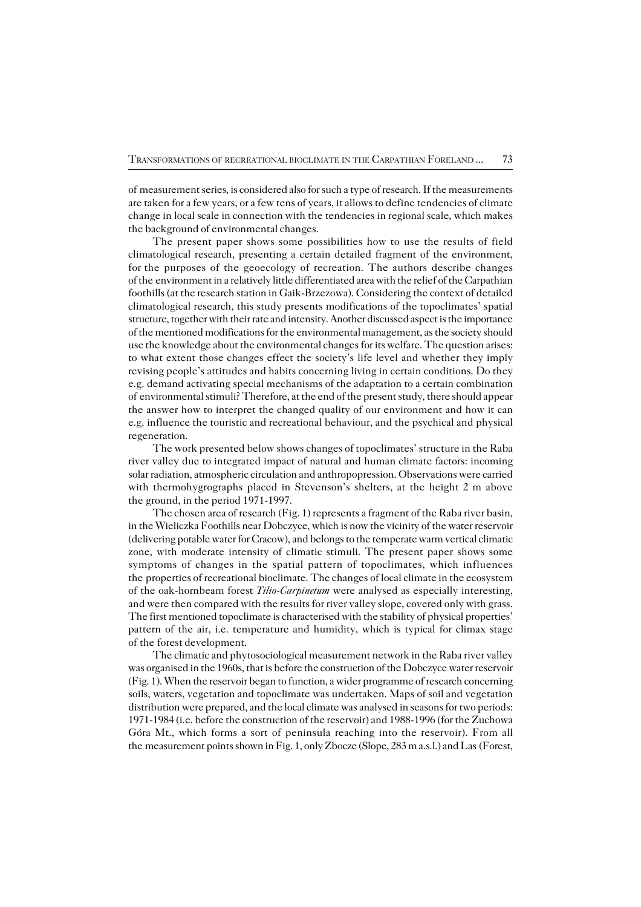of measurement series, is considered also for such a type of research. If the measurements are taken for a few years, or a few tens of years, it allows to define tendencies of climate change in local scale in connection with the tendencies in regional scale, which makes the background of environmental changes.

The present paper shows some possibilities how to use the results of field climatological research, presenting a certain detailed fragment of the environment, for the purposes of the geoecology of recreation. The authors describe changes of the environment in a relatively little differentiated area with the relief of the Carpathian foothills (at the research station in Gaik-Brzezowa). Considering the context of detailed climatological research, this study presents modifications of the topoclimates' spatial structure, together with their rate and intensity. Another discussed aspect is the importance of the mentioned modifications for the environmental management, as the society should use the knowledge about the environmental changes for its welfare. The question arises: to what extent those changes effect the society's life level and whether they imply revising people's attitudes and habits concerning living in certain conditions. Do they e.g. demand activating special mechanisms of the adaptation to a certain combination of environmental stimuli? Therefore, at the end of the present study, there should appear the answer how to interpret the changed quality of our environment and how it can e.g. influence the touristic and recreational behaviour, and the psychical and physical regeneration.

The work presented below shows changes of topoclimates' structure in the Raba river valley due to integrated impact of natural and human climate factors: incoming solar radiation, atmospheric circulation and anthropopression. Observations were carried with thermohygrographs placed in Stevenson's shelters, at the height 2 m above the ground, in the period 1971-1997.

The chosen area of research (Fig. 1) represents a fragment of the Raba river basin, in the Wieliczka Foothills near Dobczyce, which is now the vicinity of the water reservoir (delivering potable water for Cracow), and belongs to the temperate warm vertical climatic zone, with moderate intensity of climatic stimuli. The present paper shows some symptoms of changes in the spatial pattern of topoclimates, which influences the properties of recreational bioclimate. The changes of local climate in the ecosystem of the oak-hornbeam forest *Tilio-Carpinetum* were analysed as especially interesting, and were then compared with the results for river valley slope, covered only with grass. The first mentioned topoclimate is characterised with the stability of physical properties' pattern of the air, i.e. temperature and humidity, which is typical for climax stage of the forest development.

The climatic and phytosociological measurement network in the Raba river valley was organised in the 1960s, that is before the construction of the Dobczyce water reservoir (Fig. 1). When the reservoir began to function, a wider programme of research concerning soils, waters, vegetation and topoclimate was undertaken. Maps of soil and vegetation distribution were prepared, and the local climate was analysed in seasons for two periods: 1971-1984 (i.e. before the construction of the reservoir) and 1988-1996 (for the Zuchowa Góra Mt., which forms a sort of peninsula reaching into the reservoir). From all the measurement points shown in Fig. 1, only Zbocze (Slope, 283 m a.s.l.) and Las (Forest,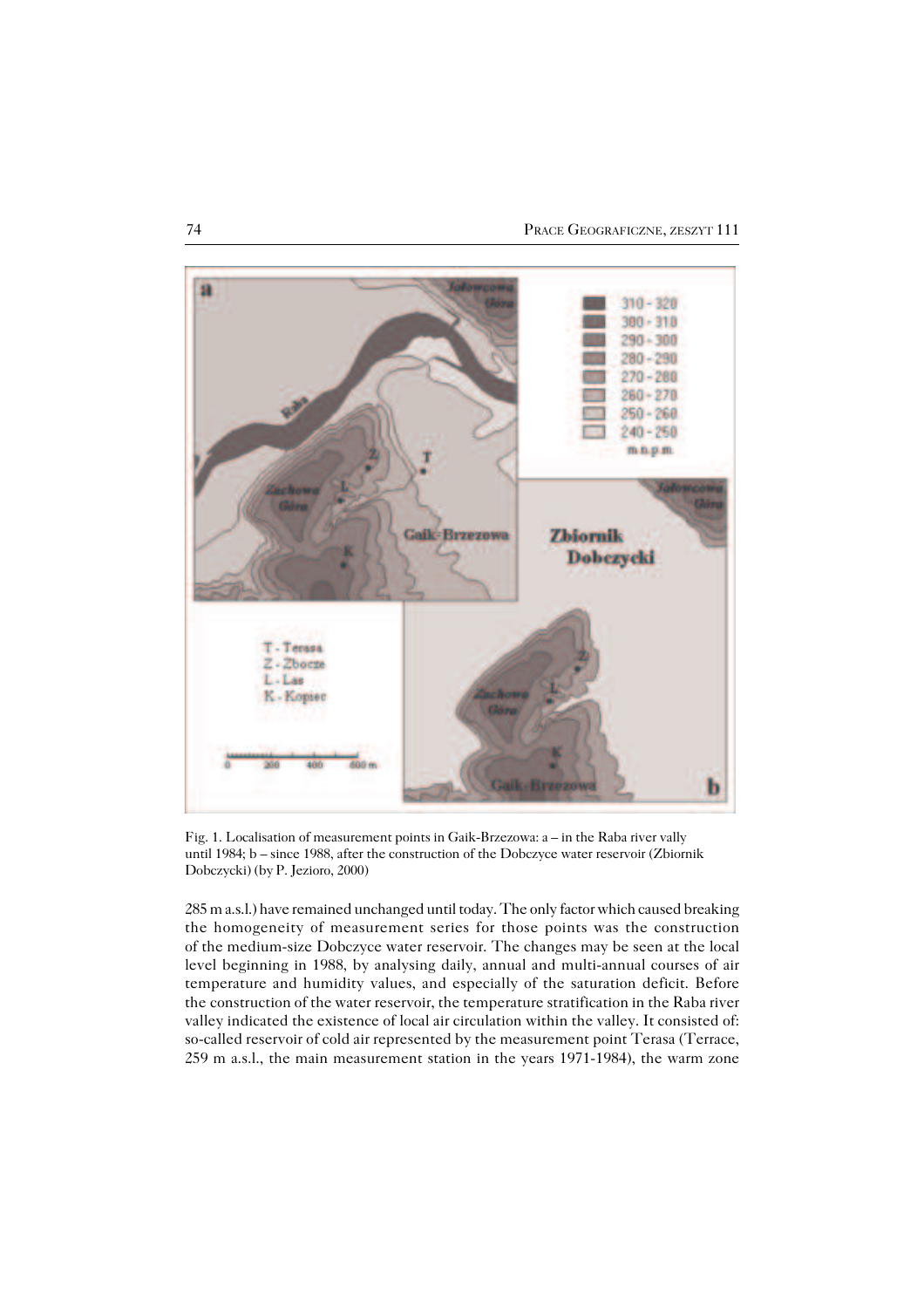Fig. 1. Localisation of measurement points in Gaik-Brzezowa: a – in the Raba river vally until 1984; b – since 1988, after the construction of the Dobczyce water reservoir (Zbiornik Dobczycki) (by P. Jezioro, 2000)

285 m a.s.l.) have remained unchanged until today. The only factor which caused breaking the homogeneity of measurement series for those points was the construction of the medium-size Dobczyce water reservoir. The changes may be seen at the local level beginning in 1988, by analysing daily, annual and multi-annual courses of air temperature and humidity values, and especially of the saturation deficit. Before the construction of the water reservoir, the temperature stratification in the Raba river valley indicated the existence of local air circulation within the valley. It consisted of: so-called reservoir of cold air represented by the measurement point Terasa (Terrace, 259 m a.s.l., the main measurement station in the years 1971-1984), the warm zone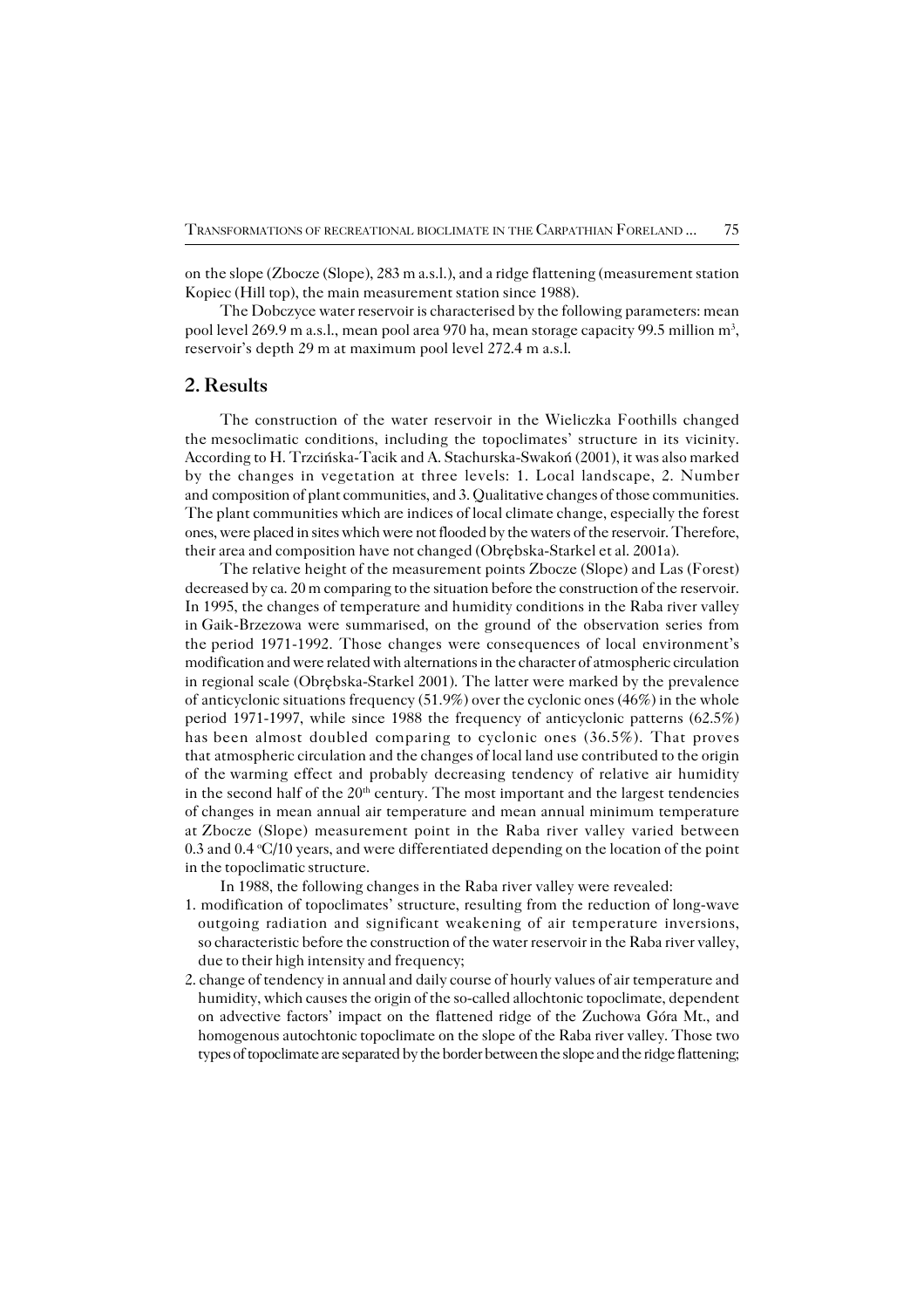on the slope (Zbocze (Slope), 283 m a.s.l.), and a ridge flattening (measurement station Kopiec (Hill top), the main measurement station since 1988).

The Dobczyce water reservoir is characterised by the following parameters: mean pool level 269.9 m a.s.l., mean pool area 970 ha, mean storage capacity 99.5 million m$^3$, reservoir's depth 29 m at maximum pool level 272.4 m a.s.l.

## 2. Results

The construction of the water reservoir in the Wieliczka Foothills changed the mesoclimatic conditions, including the topoclimates' structure in its vicinity. According to H. Trzcińska-Tacik and A. Stachurska-Swakoń (2001), it was also marked by the changes in vegetation at three levels: 1. Local landscape, 2. Number and composition of plant communities, and 3. Qualitative changes of those communities. The plant communities which are indices of local climate change, especially the forest ones, were placed in sites which were not flooded by the waters of the reservoir. Therefore, their area and composition have not changed (Obrębska-Starkel et al. 2001a).

The relative height of the measurement points Zbocze (Slope) and Las (Forest) decreased by ca. 20 m comparing to the situation before the construction of the reservoir. In 1995, the changes of temperature and humidity conditions in the Raba river valley in Gaik-Brzezowa were summarised, on the ground of the observation series from the period 1971-1992. Those changes were consequences of local environment's modification and were related with alternations in the character of atmospheric circulation in regional scale (Obrębska-Starkel 2001). The latter were marked by the prevalence of anticyclonic situations frequency (51.9%) over the cyclonic ones (46%) in the whole period 1971-1997, while since 1988 the frequency of anticyclonic patterns (62.5%) has been almost doubled comparing to cyclonic ones (36.5%). That proves that atmospheric circulation and the changes of local land use contributed to the origin of the warming effect and probably decreasing tendency of relative air humidity in the second half of the 20$^{th}$ century. The most important and the largest tendencies of changes in mean annual air temperature and mean annual minimum temperature at Zbocze (Slope) measurement point in the Raba river valley varied between 0.3 and 0.4 °C/10 years, and were differentiated depending on the location of the point in the topoclimatic structure.

In 1988, the following changes in the Raba river valley were revealed:

1. modification of topoclimates' structure, resulting from the reduction of long-wave outgoing radiation and significant weakening of air temperature inversions, so characteristic before the construction of the water reservoir in the Raba river valley, due to their high intensity and frequency;
2. change of tendency in annual and daily course of hourly values of air temperature and humidity, which causes the origin of the so-called allochtonic topoclimate, dependent on advective factors' impact on the flattened ridge of the Zuchowa Góra Mt., and homogenous autochtonic topoclimate on the slope of the Raba river valley. Those two types of topoclimate are separated by the border between the slope and the ridge flattening;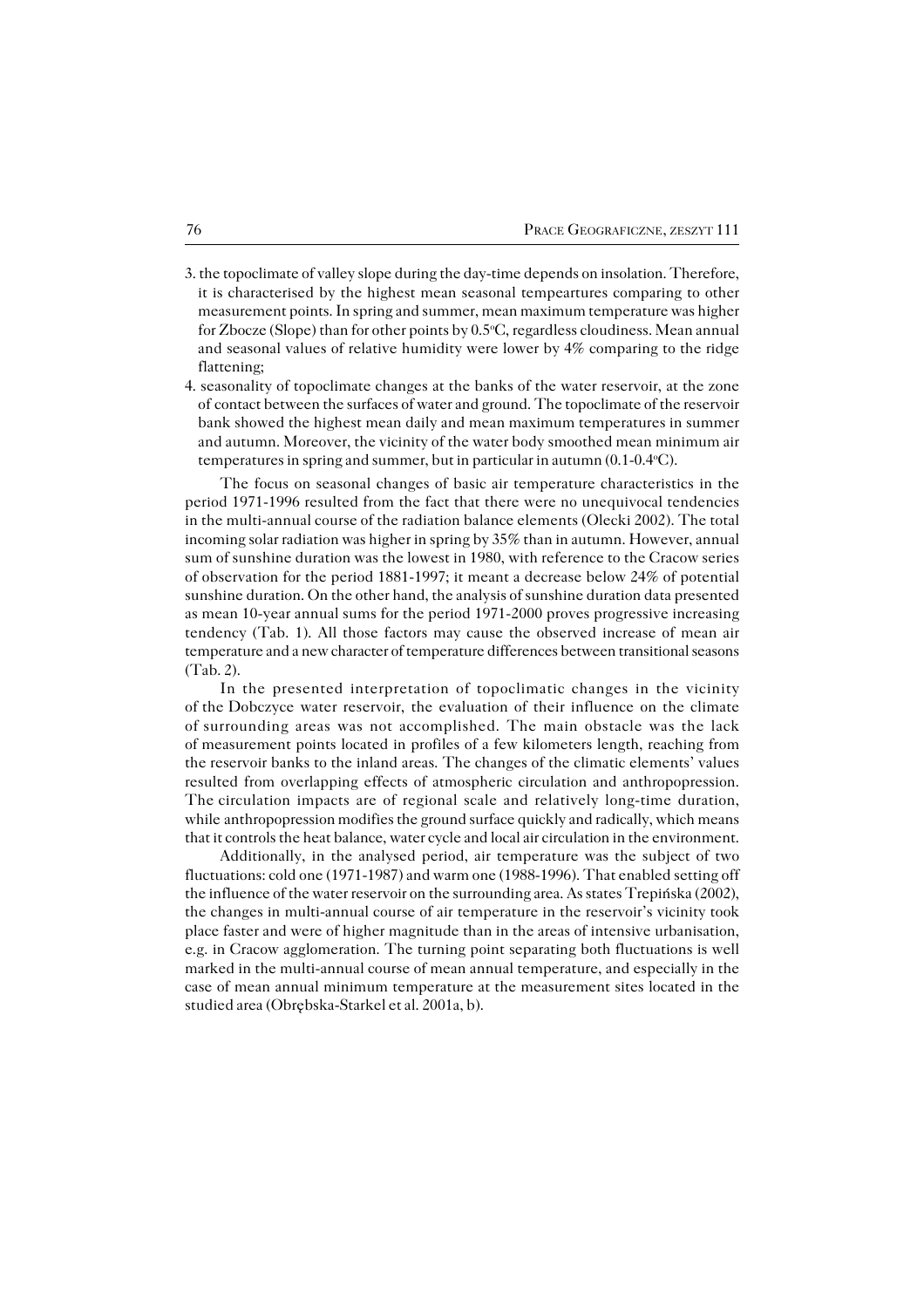3. the topoclimate of valley slope during the day-time depends on insolation. Therefore, it is characterised by the highest mean seasonal tempeartures comparing to other measurement points. In spring and summer, mean maximum temperature was higher for Zbocze (Slope) than for other points by 0.5°C, regardless cloudiness. Mean annual and seasonal values of relative humidity were lower by 4% comparing to the ridge flattening;
4. seasonality of topoclimate changes at the banks of the water reservoir, at the zone of contact between the surfaces of water and ground. The topoclimate of the reservoir bank showed the highest mean daily and mean maximum temperatures in summer and autumn. Moreover, the vicinity of the water body smoothed mean minimum air temperatures in spring and summer, but in particular in autumn (0.1-0.4°C).

The focus on seasonal changes of basic air temperature characteristics in the period 1971-1996 resulted from the fact that there were no unequivocal tendencies in the multi-annual course of the radiation balance elements (Olecki 2002). The total incoming solar radiation was higher in spring by 35% than in autumn. However, annual sum of sunshine duration was the lowest in 1980, with reference to the Cracow series of observation for the period 1881-1997; it meant a decrease below 24% of potential sunshine duration. On the other hand, the analysis of sunshine duration data presented as mean 10-year annual sums for the period 1971-2000 proves progressive increasing tendency (Tab. 1). All those factors may cause the observed increase of mean air temperature and a new character of temperature differences between transitional seasons (Tab. 2).

In the presented interpretation of topoclimatic changes in the vicinity of the Dobczyce water reservoir, the evaluation of their influence on the climate of surrounding areas was not accomplished. The main obstacle was the lack of measurement points located in profiles of a few kilometers length, reaching from the reservoir banks to the inland areas. The changes of the climatic elements' values resulted from overlapping effects of atmospheric circulation and anthropopression. The circulation impacts are of regional scale and relatively long-time duration, while anthropopression modifies the ground surface quickly and radically, which means that it controls the heat balance, water cycle and local air circulation in the environment.

Additionally, in the analysed period, air temperature was the subject of two fluctuations: cold one (1971-1987) and warm one (1988-1996). That enabled setting off the influence of the water reservoir on the surrounding area. As states Trepińska (2002), the changes in multi-annual course of air temperature in the reservoir's vicinity took place faster and were of higher magnitude than in the areas of intensive urbanisation, e.g. in Cracow agglomeration. The turning point separating both fluctuations is well marked in the multi-annual course of mean annual temperature, and especially in the case of mean annual minimum temperature at the measurement sites located in the studied area (Obrębska-Starkel et al. 2001a, b).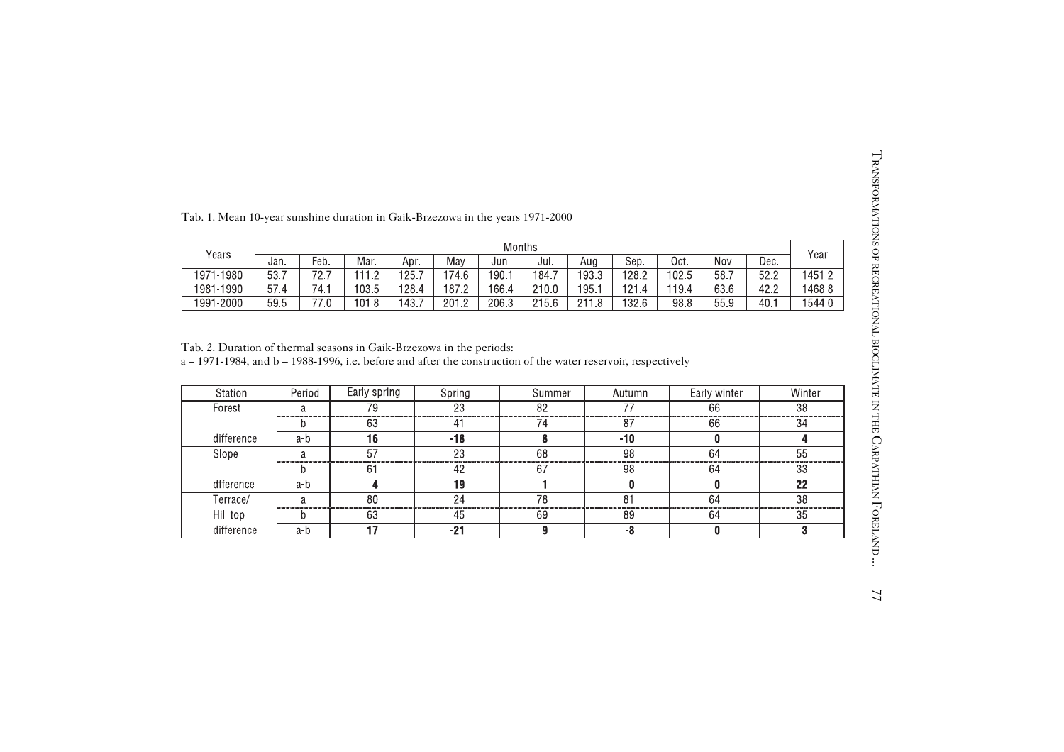Tab. 1. Mean 10-year sunshine duration in Gaik-Brzezowa in the years 1971-2000

| Years | Months | | | | | | | | | | | | Year |
|---|---|---|---|---|---|---|---|---|---|---|---|---|---|
| | Jan. | Feb. | Mar. | Apr. | May | Jun. | Jul. | Aug. | Sep. | Oct. | Nov. | Dec. | |
| 1971-1980 | 53.7 | 72.7 | 111.2 | 125.7 | 174.6 | 190.1 | 184.7 | 193.3 | 128.2 | 102.5 | 58.7 | 52.2 | 1451.2 |
| 1981-1990 | 57.4 | 74.1 | 103.5 | 128.4 | 187.2 | 166.4 | 210.0 | 195.1 | 121.4 | 119.4 | 63.6 | 42.2 | 1468.8 |
| 1991-2000 | 59.5 | 77.0 | 101.8 | 143.7 | 201.2 | 206.3 | 215.6 | 211.8 | 132.6 | 98.8 | 55.9 | 40.1 | 1544.0 |

Tab. 2. Duration of thermal seasons in Gaik-Brzezowa in the periods:
a – 1971-1984, and b – 1988-1996, i.e. before and after the construction of the water reservoir, respectively

| Station | Period | Early spring | Spring | Summer | Autumn | Early winter | Winter |
|---|---|---|---|---|---|---|---|
| Forest | a | 79 | 23 | 82 | 77 | 66 | 38 |
| | b | 63 | 41 | 74 | 87 | 66 | 34 |
| difference | a-b | **16** | **-18** | **8** | **-10** | **0** | **4** |
| Slope | a | 57 | 23 | 68 | 98 | 64 | 55 |
| | b | 61 | 42 | 67 | 98 | 64 | 33 |
| dfference | a-b | -**4** | -**19** | **1** | **0** | **0** | **22** |
| Terrace/ | a | 80 | 24 | 78 | 81 | 64 | 38 |
| Hill top | b | 63 | 45 | 69 | 89 | 64 | 35 |
| difference | a-b | **17** | **-21** | **9** | **-8** | **0** | **3** |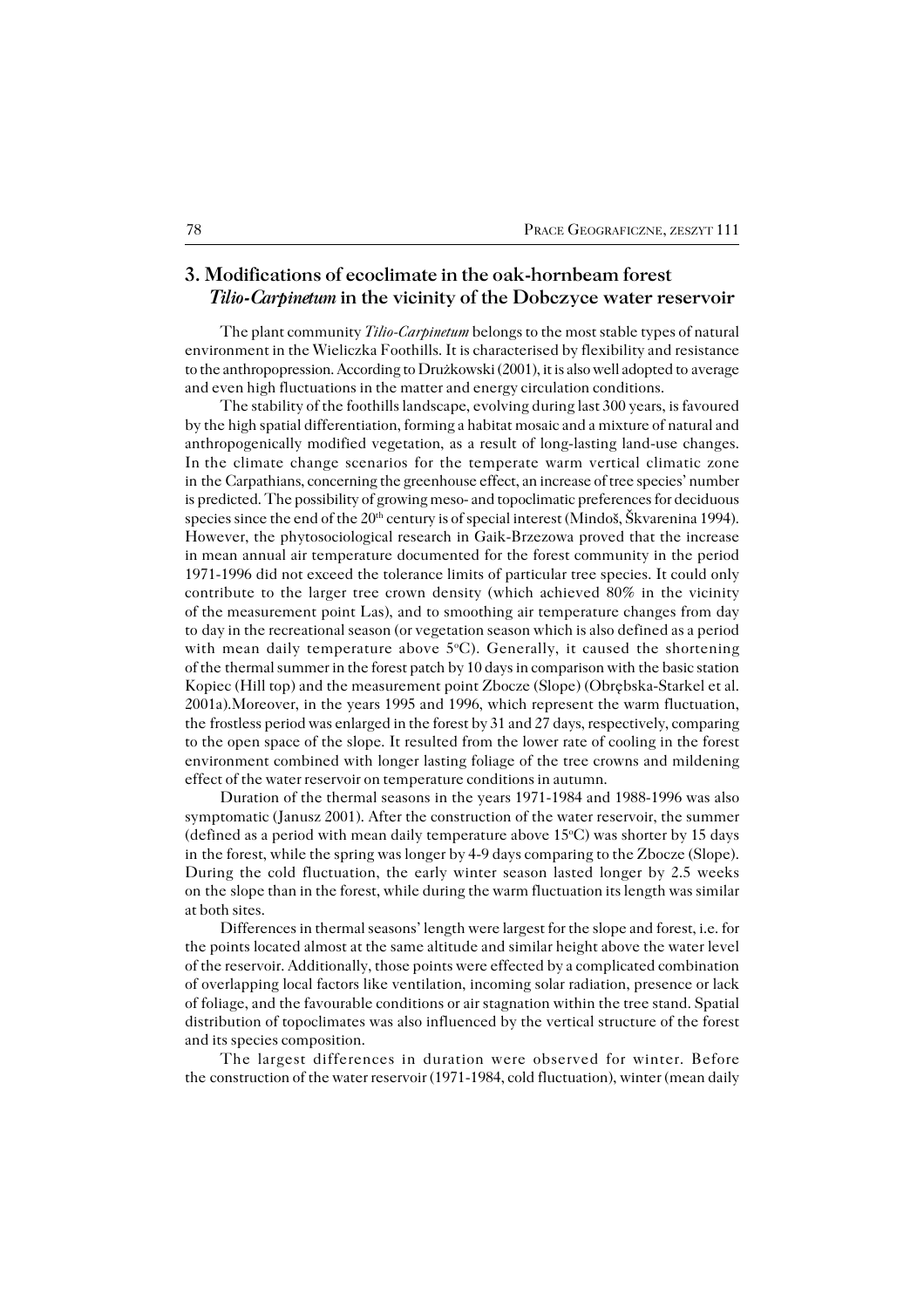## 3. Modifications of ecoclimate in the oak-hornbeam forest *Tilio-Carpinetum* in the vicinity of the Dobczyce water reservoir

The plant community *Tilio-Carpinetum* belongs to the most stable types of natural environment in the Wieliczka Foothills. It is characterised by flexibility and resistance to the anthropopression. According to Drużkowski (2001), it is also well adopted to average and even high fluctuations in the matter and energy circulation conditions.

The stability of the foothills landscape, evolving during last 300 years, is favoured by the high spatial differentiation, forming a habitat mosaic and a mixture of natural and anthropogenically modified vegetation, as a result of long-lasting land-use changes. In the climate change scenarios for the temperate warm vertical climatic zone in the Carpathians, concerning the greenhouse effect, an increase of tree species' number is predicted. The possibility of growing meso- and topoclimatic preferences for deciduous species since the end of the 20th century is of special interest (Mindoš, Škvarenina 1994). However, the phytosociological research in Gaik-Brzezowa proved that the increase in mean annual air temperature documented for the forest community in the period 1971-1996 did not exceed the tolerance limits of particular tree species. It could only contribute to the larger tree crown density (which achieved 80% in the vicinity of the measurement point Las), and to smoothing air temperature changes from day to day in the recreational season (or vegetation season which is also defined as a period with mean daily temperature above 5°C). Generally, it caused the shortening of the thermal summer in the forest patch by 10 days in comparison with the basic station Kopiec (Hill top) and the measurement point Zbocze (Slope) (Obrębska-Starkel et al. 2001a).Moreover, in the years 1995 and 1996, which represent the warm fluctuation, the frostless period was enlarged in the forest by 31 and 27 days, respectively, comparing to the open space of the slope. It resulted from the lower rate of cooling in the forest environment combined with longer lasting foliage of the tree crowns and mildening effect of the water reservoir on temperature conditions in autumn.

Duration of the thermal seasons in the years 1971-1984 and 1988-1996 was also symptomatic (Janusz 2001). After the construction of the water reservoir, the summer (defined as a period with mean daily temperature above 15°C) was shorter by 15 days in the forest, while the spring was longer by 4-9 days comparing to the Zbocze (Slope). During the cold fluctuation, the early winter season lasted longer by 2.5 weeks on the slope than in the forest, while during the warm fluctuation its length was similar at both sites.

Differences in thermal seasons' length were largest for the slope and forest, i.e. for the points located almost at the same altitude and similar height above the water level of the reservoir. Additionally, those points were effected by a complicated combination of overlapping local factors like ventilation, incoming solar radiation, presence or lack of foliage, and the favourable conditions or air stagnation within the tree stand. Spatial distribution of topoclimates was also influenced by the vertical structure of the forest and its species composition.

The largest differences in duration were observed for winter. Before the construction of the water reservoir (1971-1984, cold fluctuation), winter (mean daily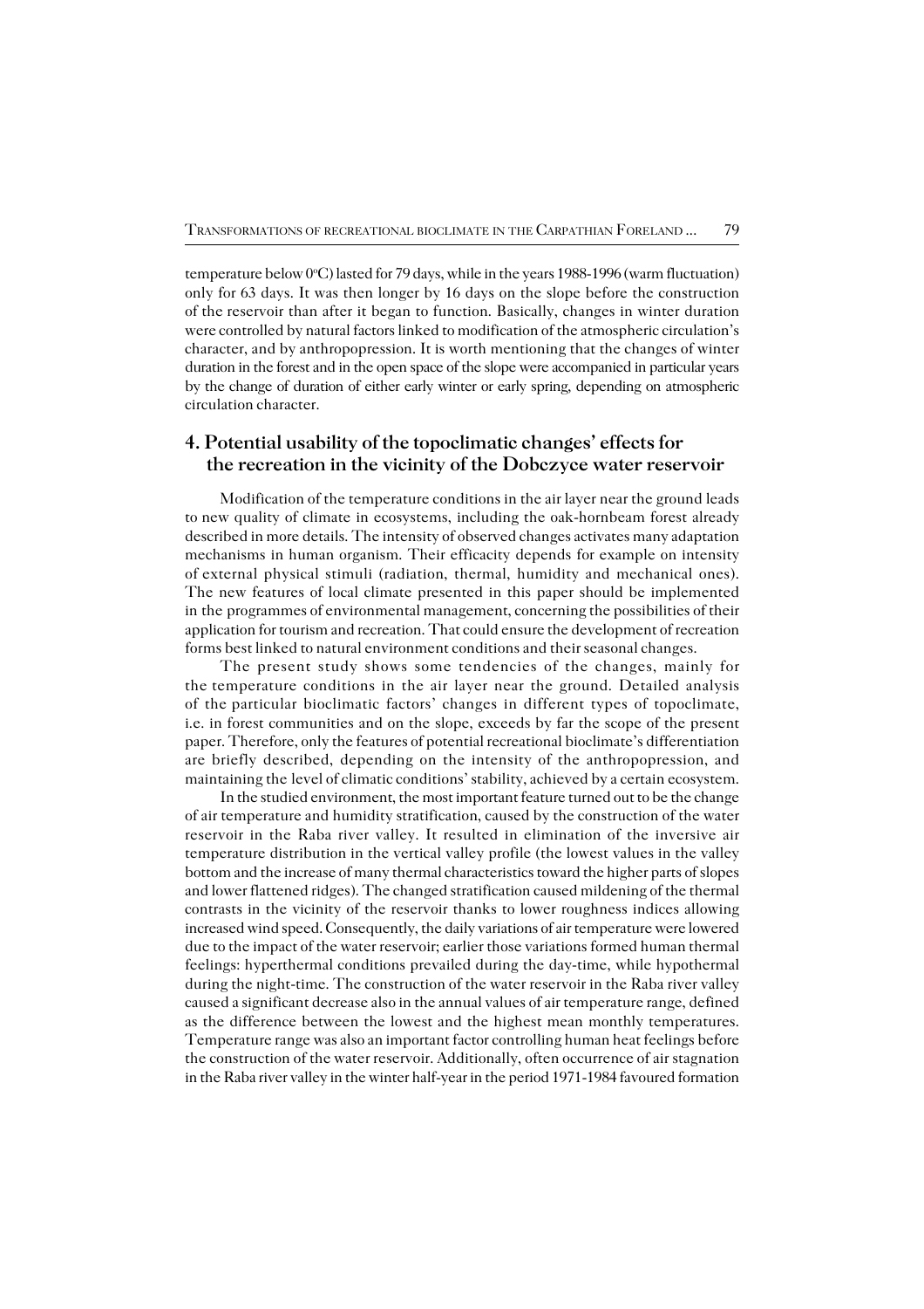temperature below 0°C) lasted for 79 days, while in the years 1988-1996 (warm fluctuation) only for 63 days. It was then longer by 16 days on the slope before the construction of the reservoir than after it began to function. Basically, changes in winter duration were controlled by natural factors linked to modification of the atmospheric circulation's character, and by anthropopression. It is worth mentioning that the changes of winter duration in the forest and in the open space of the slope were accompanied in particular years by the change of duration of either early winter or early spring, depending on atmospheric circulation character.

## 4. Potential usability of the topoclimatic changes' effects for the recreation in the vicinity of the Dobczyce water reservoir

Modification of the temperature conditions in the air layer near the ground leads to new quality of climate in ecosystems, including the oak-hornbeam forest already described in more details. The intensity of observed changes activates many adaptation mechanisms in human organism. Their efficacity depends for example on intensity of external physical stimuli (radiation, thermal, humidity and mechanical ones). The new features of local climate presented in this paper should be implemented in the programmes of environmental management, concerning the possibilities of their application for tourism and recreation. That could ensure the development of recreation forms best linked to natural environment conditions and their seasonal changes.

The present study shows some tendencies of the changes, mainly for the temperature conditions in the air layer near the ground. Detailed analysis of the particular bioclimatic factors' changes in different types of topoclimate, i.e. in forest communities and on the slope, exceeds by far the scope of the present paper. Therefore, only the features of potential recreational bioclimate's differentiation are briefly described, depending on the intensity of the anthropopression, and maintaining the level of climatic conditions' stability, achieved by a certain ecosystem.

In the studied environment, the most important feature turned out to be the change of air temperature and humidity stratification, caused by the construction of the water reservoir in the Raba river valley. It resulted in elimination of the inversive air temperature distribution in the vertical valley profile (the lowest values in the valley bottom and the increase of many thermal characteristics toward the higher parts of slopes and lower flattened ridges). The changed stratification caused mildening of the thermal contrasts in the vicinity of the reservoir thanks to lower roughness indices allowing increased wind speed. Consequently, the daily variations of air temperature were lowered due to the impact of the water reservoir; earlier those variations formed human thermal feelings: hyperthermal conditions prevailed during the day-time, while hypothermal during the night-time. The construction of the water reservoir in the Raba river valley caused a significant decrease also in the annual values of air temperature range, defined as the difference between the lowest and the highest mean monthly temperatures. Temperature range was also an important factor controlling human heat feelings before the construction of the water reservoir. Additionally, often occurrence of air stagnation in the Raba river valley in the winter half-year in the period 1971-1984 favoured formation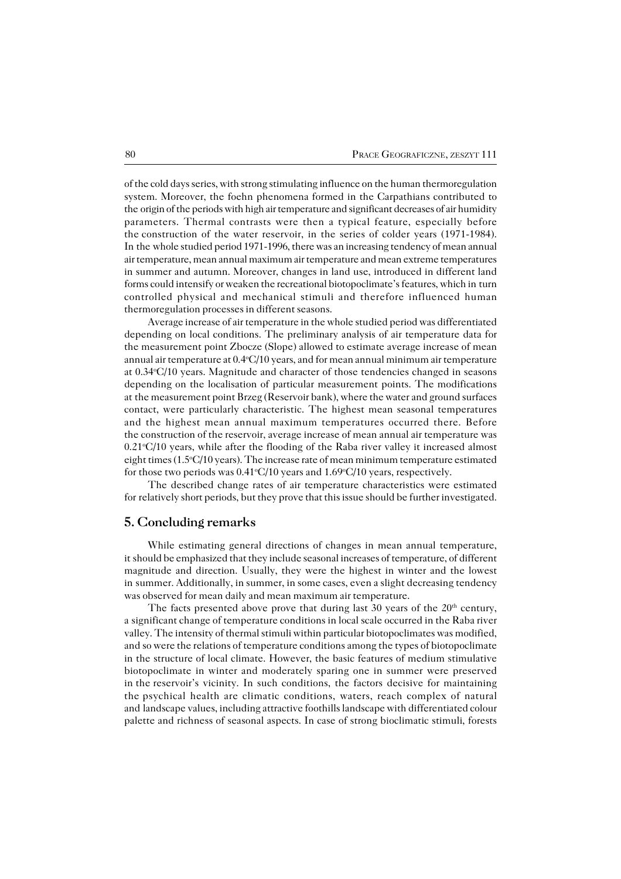of the cold days series, with strong stimulating influence on the human thermoregulation system. Moreover, the foehn phenomena formed in the Carpathians contributed to the origin of the periods with high air temperature and significant decreases of air humidity parameters. Thermal contrasts were then a typical feature, especially before the construction of the water reservoir, in the series of colder years (1971-1984). In the whole studied period 1971-1996, there was an increasing tendency of mean annual air temperature, mean annual maximum air temperature and mean extreme temperatures in summer and autumn. Moreover, changes in land use, introduced in different land forms could intensify or weaken the recreational biotopoclimate's features, which in turn controlled physical and mechanical stimuli and therefore influenced human thermoregulation processes in different seasons.

Average increase of air temperature in the whole studied period was differentiated depending on local conditions. The preliminary analysis of air temperature data for the measurement point Zbocze (Slope) allowed to estimate average increase of mean annual air temperature at 0.4°C/10 years, and for mean annual minimum air temperature at 0.34°C/10 years. Magnitude and character of those tendencies changed in seasons depending on the localisation of particular measurement points. The modifications at the measurement point Brzeg (Reservoir bank), where the water and ground surfaces contact, were particularly characteristic. The highest mean seasonal temperatures and the highest mean annual maximum temperatures occurred there. Before the construction of the reservoir, average increase of mean annual air temperature was 0.21°C/10 years, while after the flooding of the Raba river valley it increased almost eight times (1.5°C/10 years). The increase rate of mean minimum temperature estimated for those two periods was 0.41°C/10 years and 1.69°C/10 years, respectively.

The described change rates of air temperature characteristics were estimated for relatively short periods, but they prove that this issue should be further investigated.

## 5. Concluding remarks

While estimating general directions of changes in mean annual temperature, it should be emphasized that they include seasonal increases of temperature, of different magnitude and direction. Usually, they were the highest in winter and the lowest in summer. Additionally, in summer, in some cases, even a slight decreasing tendency was observed for mean daily and mean maximum air temperature.

The facts presented above prove that during last 30 years of the 20th century, a significant change of temperature conditions in local scale occurred in the Raba river valley. The intensity of thermal stimuli within particular biotopoclimates was modified, and so were the relations of temperature conditions among the types of biotopoclimate in the structure of local climate. However, the basic features of medium stimulative biotopoclimate in winter and moderately sparing one in summer were preserved in the reservoir's vicinity. In such conditions, the factors decisive for maintaining the psychical health are climatic conditions, waters, reach complex of natural and landscape values, including attractive foothills landscape with differentiated colour palette and richness of seasonal aspects. In case of strong bioclimatic stimuli, forests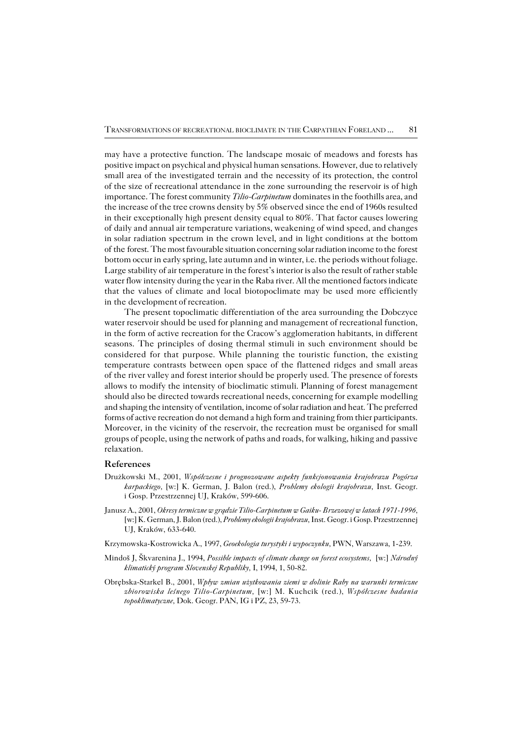may have a protective function. The landscape mosaic of meadows and forests has positive impact on psychical and physical human sensations. However, due to relatively small area of the investigated terrain and the necessity of its protection, the control of the size of recreational attendance in the zone surrounding the reservoir is of high importance. The forest community *Tilio-Carpinetum* dominates in the foothills area, and the increase of the tree crowns density by 5% observed since the end of 1960s resulted in their exceptionally high present density equal to 80%. That factor causes lowering of daily and annual air temperature variations, weakening of wind speed, and changes in solar radiation spectrum in the crown level, and in light conditions at the bottom of the forest. The most favourable situation concerning solar radiation income to the forest bottom occur in early spring, late autumn and in winter, i.e. the periods without foliage. Large stability of air temperature in the forest's interior is also the result of rather stable water flow intensity during the year in the Raba river. All the mentioned factors indicate that the values of climate and local biotopoclimate may be used more efficiently in the development of recreation.

The present topoclimatic differentiation of the area surrounding the Dobczyce water reservoir should be used for planning and management of recreational function, in the form of active recreation for the Cracow's agglomeration habitants, in different seasons. The principles of dosing thermal stimuli in such environment should be considered for that purpose. While planning the touristic function, the existing temperature contrasts between open space of the flattened ridges and small areas of the river valley and forest interior should be properly used. The presence of forests allows to modify the intensity of bioclimatic stimuli. Planning of forest management should also be directed towards recreational needs, concerning for example modelling and shaping the intensity of ventilation, income of solar radiation and heat. The preferred forms of active recreation do not demand a high form and training from thier participants. Moreover, in the vicinity of the reservoir, the recreation must be organised for small groups of people, using the network of paths and roads, for walking, hiking and passive relaxation.

## References

Drużkowski M., 2001, *Współczesne i prognozowane aspekty funkcjonowania krajobrazu Pogórza karpackiego*, [w:] K. German, J. Balon (red.), *Problemy ekologii krajobrazu*, Inst. Geogr. i Gosp. Przestrzennej UJ, Kraków, 599-606.

Janusz A., 2001, *Okresy termiczne w grądzie Tilio-Carpinetum w Gaiku- Brzezowej w latach 1971-1996*, [w:] K. German, J. Balon (red.), *Problemy ekologii krajobrazu*, Inst. Geogr. i Gosp. Przestrzennej UJ, Kraków, 633-640.

Krzymowska-Kostrowicka A., 1997, *Geoekologia turystyki i wypoczynku*, PWN, Warszawa, 1-239.

Mindoš J, Škvarenina J., 1994, *Possible impacts of climate change on forest ecosystems*, [w:] *Národný klimatický program Slovenskej Republiky*, I, 1994, 1, 50-82.

Obrębska-Starkel B., 2001, *Wpływ zmian użytkowania ziemi w dolinie Raby na warunki termiczne zbiorowiska leśnego Tilio-Carpinetum*, [w:] M. Kuchcik (red.), *Współczesne badania topoklimatyczne*, Dok. Geogr. PAN, IG i PZ, 23, 59-73.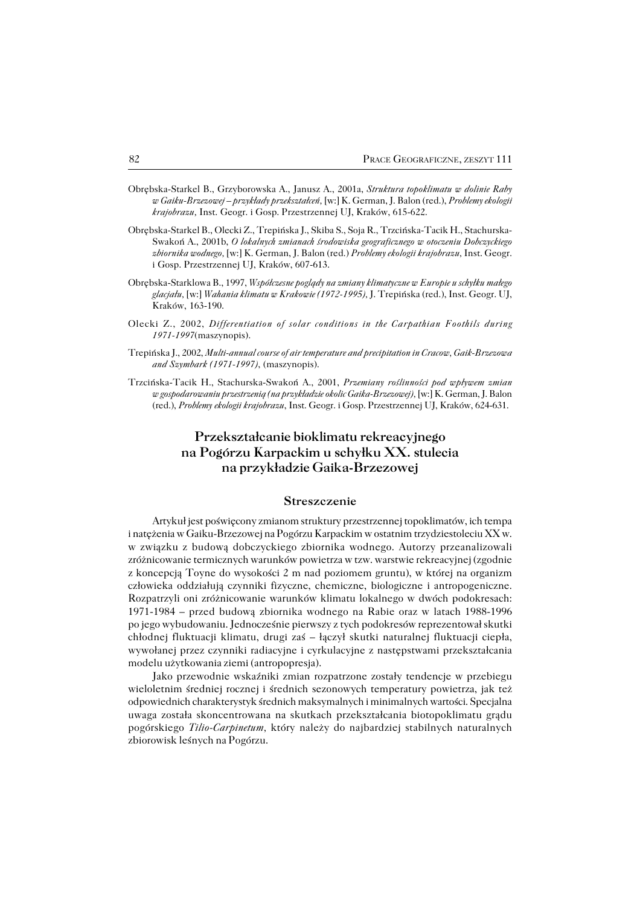Obrębska-Starkel B., Grzyborowska A., Janusz A., 2001a, *Struktura topoklimatu w dolinie Raby w Gaiku-Brzezowej – przykłady przekształceń,* [w:] K. German, J. Balon (red.), *Problemy ekologii krajobrazu,* Inst. Geogr. i Gosp. Przestrzennej UJ, Kraków, 615-622.

Obrębska-Starkel B., Olecki Z., Trepińska J., Skiba S., Soja R., Trzcińska-Tacik H., Stachurska-Swakoń A., 2001b, *O lokalnych zmianach środowiska geograficznego w otoczeniu Dobczyckiego zbiornika wodnego,* [w:] K. German, J. Balon (red.) *Problemy ekologii krajobrazu*, Inst. Geogr. i Gosp. Przestrzennej UJ, Kraków, 607-613.

Obrębska-Starklowa B., 1997, *Współczesne poglądy na zmiany klimatyczne w Europie u schyłku małego glacjału,* [w:] *Wahania klimatu w Krakowie (1972-1995),* J. Trepińska (red.), Inst. Geogr. UJ, Kraków, 163-190.

Olecki Z., 2002, *Differentiation of solar conditions in the Carpathian Foothils during 1971-1997*(maszynopis).

Trepińska J., 2002, *Multi-annual course of air temperature and precipitation in Cracow, Gaik-Brzezowa and Szymbark (1971-1997)*, (maszynopis).

Trzcińska-Tacik H., Stachurska-Swakoń A., 2001, *Przemiany roślinności pod wpływem zmian w gospodarowaniu przestrzenią (na przykładzie okolic Gaika-Brzezowej)*, [w:] K. German, J. Balon (red.), *Problemy ekologii krajobrazu*, Inst. Geogr. i Gosp. Przestrzennej UJ, Kraków, 624-631.

# Przekształcanie bioklimatu rekreacyjnego na Pogórzu Karpackim u schyłku XX. stulecia na przykładzie Gaika-Brzezowej

## Streszczenie

Artykuł jest poświęcony zmianom struktury przestrzennej topoklimatów, ich tempa i natężenia w Gaiku-Brzezowej na Pogórzu Karpackim w ostatnim trzydziestoleciu XX w. w związku z budową dobczyckiego zbiornika wodnego. Autorzy przeanalizowali zróżnicowanie termicznych warunków powietrza w tzw. warstwie rekreacyjnej (zgodnie z koncepcją Toyne do wysokości 2 m nad poziomem gruntu), w której na organizm człowieka oddziałują czynniki fizyczne, chemiczne, biologiczne i antropogeniczne. Rozpatrzyli oni zróżnicowanie warunków klimatu lokalnego w dwóch podokresach: 1971-1984 – przed budową zbiornika wodnego na Rabie oraz w latach 1988-1996 po jego wybudowaniu. Jednocześnie pierwszy z tych podokresów reprezentował skutki chłodnej fluktuacji klimatu, drugi zaś – łączył skutki naturalnej fluktuacji ciepła, wywołanej przez czynniki radiacyjne i cyrkulacyjne z następstwami przekształcania modelu użytkowania ziemi (antropopresja).

Jako przewodnie wskaźniki zmian rozpatrzone zostały tendencje w przebiegu wieloletnim średniej rocznej i średnich sezonowych temperatury powietrza, jak też odpowiednich charakterystyk średnich maksymalnych i minimalnych wartości. Specjalna uwaga została skoncentrowana na skutkach przekształcania biotopoklimatu grądu pogórskiego *Tilio-Carpinetum*, który należy do najbardziej stabilnych naturalnych zbiorowisk leśnych na Pogórzu.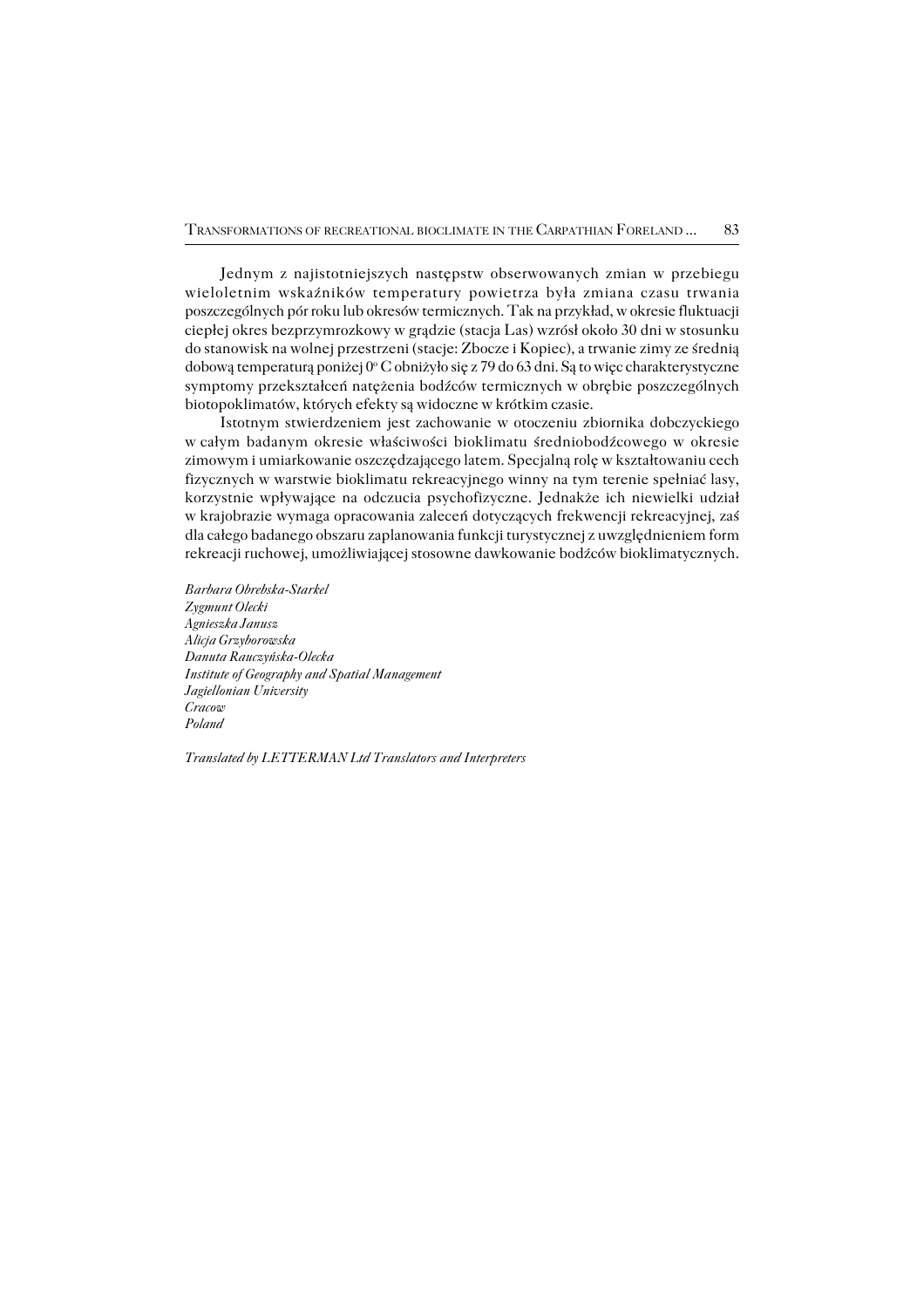Jednym z najistotniejszych następstw obserwowanych zmian w przebiegu wieloletnim wskaźników temperatury powietrza była zmiana czasu trwania poszczególnych pór roku lub okresów termicznych. Tak na przykład, w okresie fluktuacji ciepłej okres bezprzymrozkowy w grądzie (stacja Las) wzrósł około 30 dni w stosunku do stanowisk na wolnej przestrzeni (stacje: Zbocze i Kopiec), a trwanie zimy ze średnią dobową temperaturą poniżej 0° C obniżyło się z 79 do 63 dni. Są to więc charakterystyczne symptomy przekształceń natężenia bodźców termicznych w obrębie poszczególnych biotopoklimatów, których efekty są widoczne w krótkim czasie.

Istotnym stwierdzeniem jest zachowanie w otoczeniu zbiornika dobczyckiego w całym badanym okresie właściwości bioklimatu średniobodźcowego w okresie zimowym i umiarkowanie oszczędzającego latem. Specjalną rolę w kształtowaniu cech fizycznych w warstwie bioklimatu rekreacyjnego winny na tym terenie spełniać lasy, korzystnie wpływające na odczucia psychofizyczne. Jednakże ich niewielki udział w krajobrazie wymaga opracowania zaleceń dotyczących frekwencji rekreacyjnej, zaś dla całego badanego obszaru zaplanowania funkcji turystycznej z uwzględnieniem form rekreacji ruchowej, umożliwiającej stosowne dawkowanie bodźców bioklimatycznych.

*Barbara Obrebska-Starkel*
*Zygmunt Olecki*
*Agnieszka Janusz*
*Alicja Grzyborowska*
*Danuta Rauczyńska-Olecka*
*Institute of Geography and Spatial Management*
*Jagiellonian University*
*Cracow*
*Poland*

*Translated by LETTERMAN Ltd Translators and Interpreters*